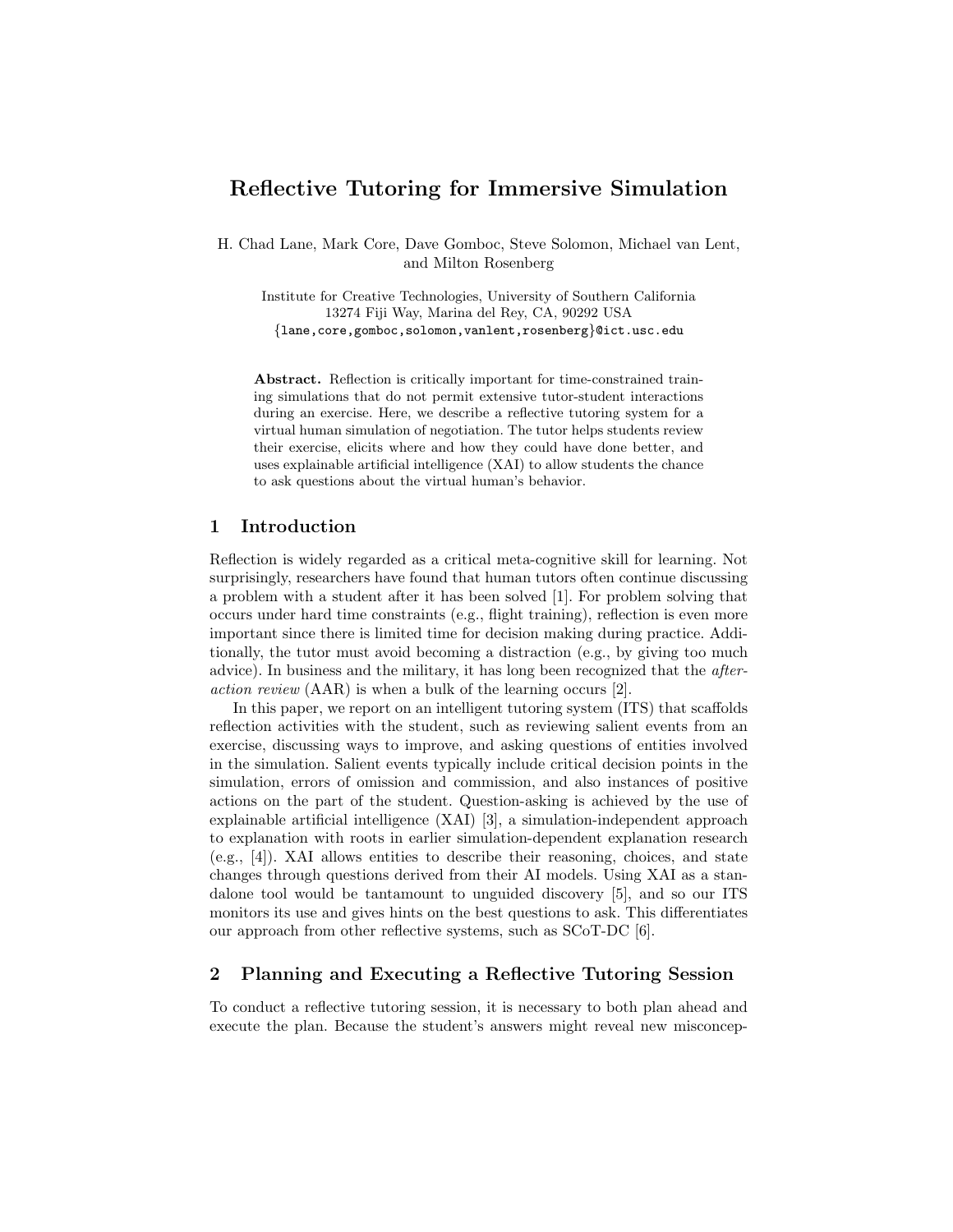# Reflective Tutoring for Immersive Simulation

H. Chad Lane, Mark Core, Dave Gomboc, Steve Solomon, Michael van Lent, and Milton Rosenberg

Institute for Creative Technologies, University of Southern California
13274 Fiji Way, Marina del Rey, CA, 90292 USA
{lane,core,gomboc,solomon,vanlent,rosenberg}@ict.usc.edu

**Abstract.** Reflection is critically important for time-constrained training simulations that do not permit extensive tutor-student interactions during an exercise. Here, we describe a reflective tutoring system for a virtual human simulation of negotiation. The tutor helps students review their exercise, elicits where and how they could have done better, and uses explainable artificial intelligence (XAI) to allow students the chance to ask questions about the virtual human's behavior.

## 1 Introduction

Reflection is widely regarded as a critical meta-cognitive skill for learning. Not surprisingly, researchers have found that human tutors often continue discussing a problem with a student after it has been solved [1]. For problem solving that occurs under hard time constraints (e.g., flight training), reflection is even more important since there is limited time for decision making during practice. Additionally, the tutor must avoid becoming a distraction (e.g., by giving too much advice). In business and the military, it has long been recognized that the *after-action review* (AAR) is when a bulk of the learning occurs [2].

In this paper, we report on an intelligent tutoring system (ITS) that scaffolds reflection activities with the student, such as reviewing salient events from an exercise, discussing ways to improve, and asking questions of entities involved in the simulation. Salient events typically include critical decision points in the simulation, errors of omission and commission, and also instances of positive actions on the part of the student. Question-asking is achieved by the use of explainable artificial intelligence (XAI) [3], a simulation-independent approach to explanation with roots in earlier simulation-dependent explanation research (e.g., [4]). XAI allows entities to describe their reasoning, choices, and state changes through questions derived from their AI models. Using XAI as a standalone tool would be tantamount to unguided discovery [5], and so our ITS monitors its use and gives hints on the best questions to ask. This differentiates our approach from other reflective systems, such as SCoT-DC [6].

## 2 Planning and Executing a Reflective Tutoring Session

To conduct a reflective tutoring session, it is necessary to both plan ahead and execute the plan. Because the student's answers might reveal new misconcep-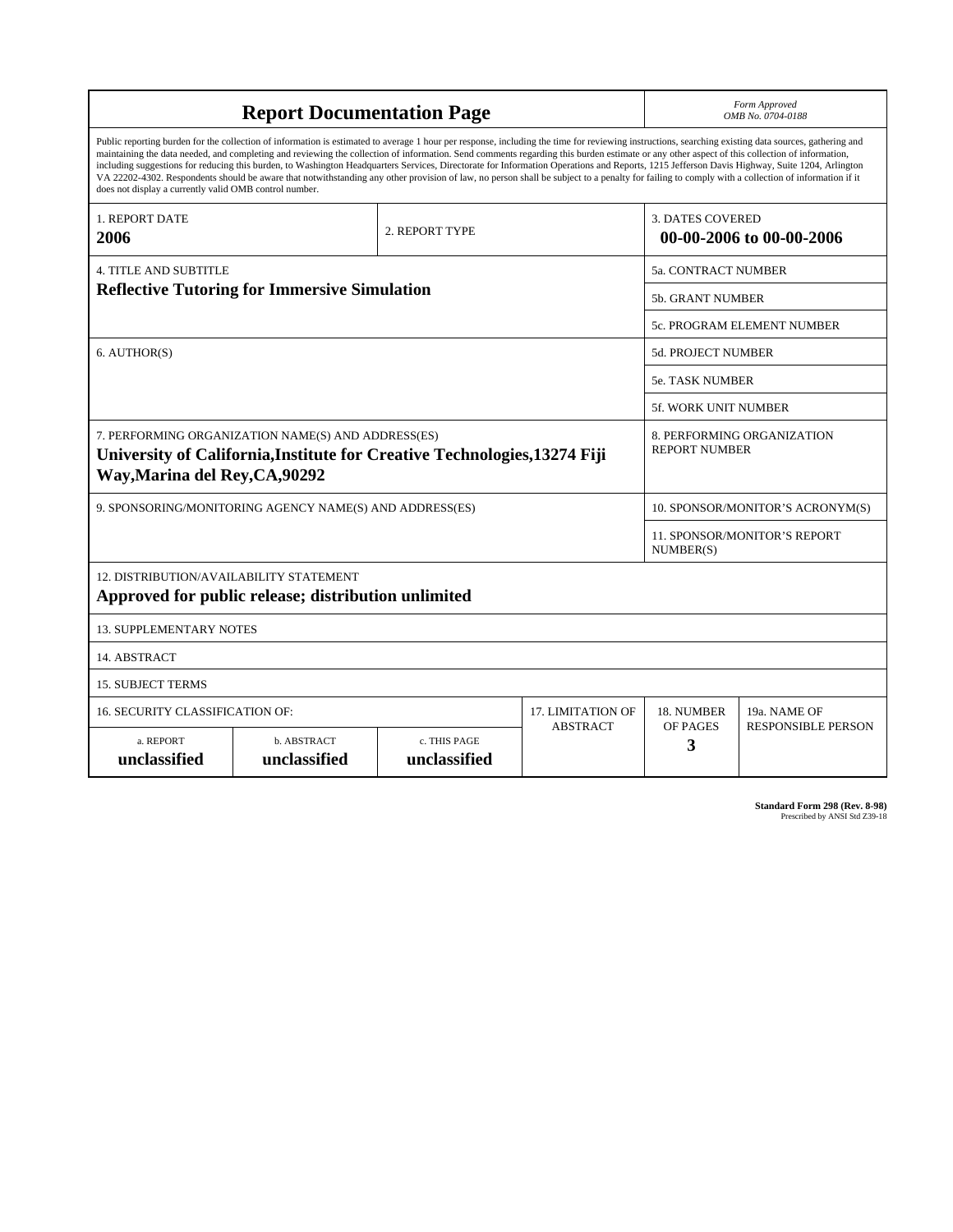# Report Documentation Page

*Form Approved*
*OMB No. 0704-0188*

Public reporting burden for the collection of information is estimated to average 1 hour per response, including the time for reviewing instructions, searching existing data sources, gathering and maintaining the data needed, and completing and reviewing the collection of information. Send comments regarding this burden estimate or any other aspect of this collection of information, including suggestions for reducing this burden, to Washington Headquarters Services, Directorate for Information Operations and Reports, 1215 Jefferson Davis Highway, Suite 1204, Arlington VA 22202-4302. Respondents should be aware that notwithstanding any other provision of law, no person shall be subject to a penalty for failing to comply with a collection of information if it does not display a currently valid OMB control number.

| 1. REPORT DATE | 2. REPORT TYPE | 3. DATES COVERED |
|---|---|---|
| **2006** | | **00-00-2006 to 00-00-2006** |

| 4. TITLE AND SUBTITLE | |
|---|---|
| **Reflective Tutoring for Immersive Simulation** | 5a. CONTRACT NUMBER |
| | 5b. GRANT NUMBER |
| | 5c. PROGRAM ELEMENT NUMBER |
| 6. AUTHOR(S) | 5d. PROJECT NUMBER |
| | 5e. TASK NUMBER |
| | 5f. WORK UNIT NUMBER |
| 7. PERFORMING ORGANIZATION NAME(S) AND ADDRESS(ES) **University of California,Institute for Creative Technologies,13274 Fiji Way,Marina del Rey,CA,90292** | 8. PERFORMING ORGANIZATION REPORT NUMBER |
| 9. SPONSORING/MONITORING AGENCY NAME(S) AND ADDRESS(ES) | 10. SPONSOR/MONITOR'S ACRONYM(S) |
| | 11. SPONSOR/MONITOR'S REPORT NUMBER(S) |

12. DISTRIBUTION/AVAILABILITY STATEMENT
**Approved for public release; distribution unlimited**

13. SUPPLEMENTARY NOTES

14. ABSTRACT

15. SUBJECT TERMS

| 16. SECURITY CLASSIFICATION OF: | | | 17. LIMITATION OF ABSTRACT | 18. NUMBER OF PAGES | 19a. NAME OF RESPONSIBLE PERSON |
|---|---|---|---|---|---|
| a. REPORT | b. ABSTRACT | c. THIS PAGE | | | |
| **unclassified** | **unclassified** | **unclassified** | | **3** | |

**Standard Form 298 (Rev. 8-98)**
Prescribed by ANSI Std Z39-18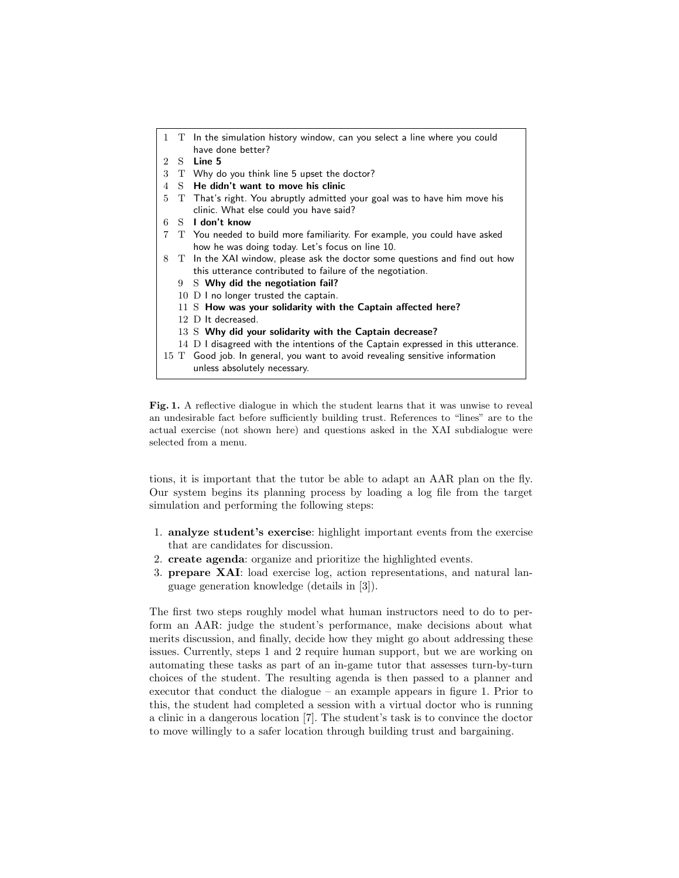| | | |
|---|---|---|
| 1 | T | In the simulation history window, can you select a line where you could have done better? |
| 2 | S | **Line 5** |
| 3 | T | Why do you think line 5 upset the doctor? |
| 4 | S | **He didn't want to move his clinic** |
| 5 | T | That's right. You abruptly admitted your goal was to have him move his clinic. What else could you have said? |
| 6 | S | **I don't know** |
| 7 | T | You needed to build more familiarity. For example, you could have asked how he was doing today. Let's focus on line 10. |
| 8 | T | In the XAI window, please ask the doctor some questions and find out how this utterance contributed to failure of the negotiation. |
| 9 | S | **Why did the negotiation fail?** |
| 10 | D | I no longer trusted the captain. |
| 11 | S | **How was your solidarity with the Captain affected here?** |
| 12 | D | It decreased. |
| 13 | S | **Why did your solidarity with the Captain decrease?** |
| 14 | D | I disagreed with the intentions of the Captain expressed in this utterance. |
| 15 | T | Good job. In general, you want to avoid revealing sensitive information unless absolutely necessary. |

**Fig. 1.** A reflective dialogue in which the student learns that it was unwise to reveal an undesirable fact before sufficiently building trust. References to "lines" are to the actual exercise (not shown here) and questions asked in the XAI subdialogue were selected from a menu.

tions, it is important that the tutor be able to adapt an AAR plan on the fly. Our system begins its planning process by loading a log file from the target simulation and performing the following steps:

1. **analyze student's exercise**: highlight important events from the exercise that are candidates for discussion.
2. **create agenda**: organize and prioritize the highlighted events.
3. **prepare XAI**: load exercise log, action representations, and natural language generation knowledge (details in [3]).

The first two steps roughly model what human instructors need to do to perform an AAR: judge the student's performance, make decisions about what merits discussion, and finally, decide how they might go about addressing these issues. Currently, steps 1 and 2 require human support, but we are working on automating these tasks as part of an in-game tutor that assesses turn-by-turn choices of the student. The resulting agenda is then passed to a planner and executor that conduct the dialogue – an example appears in figure 1. Prior to this, the student had completed a session with a virtual doctor who is running a clinic in a dangerous location [7]. The student's task is to convince the doctor to move willingly to a safer location through building trust and bargaining.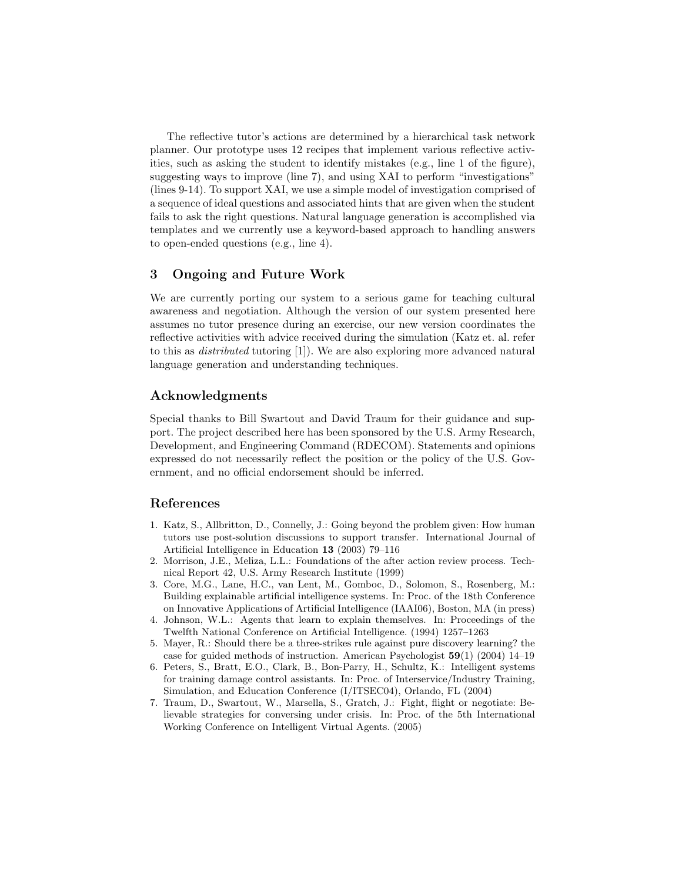The reflective tutor's actions are determined by a hierarchical task network planner. Our prototype uses 12 recipes that implement various reflective activities, such as asking the student to identify mistakes (e.g., line 1 of the figure), suggesting ways to improve (line 7), and using XAI to perform "investigations" (lines 9-14). To support XAI, we use a simple model of investigation comprised of a sequence of ideal questions and associated hints that are given when the student fails to ask the right questions. Natural language generation is accomplished via templates and we currently use a keyword-based approach to handling answers to open-ended questions (e.g., line 4).

## 3 Ongoing and Future Work

We are currently porting our system to a serious game for teaching cultural awareness and negotiation. Although the version of our system presented here assumes no tutor presence during an exercise, our new version coordinates the reflective activities with advice received during the simulation (Katz et. al. refer to this as *distributed* tutoring [1]). We are also exploring more advanced natural language generation and understanding techniques.

## Acknowledgments

Special thanks to Bill Swartout and David Traum for their guidance and support. The project described here has been sponsored by the U.S. Army Research, Development, and Engineering Command (RDECOM). Statements and opinions expressed do not necessarily reflect the position or the policy of the U.S. Government, and no official endorsement should be inferred.

## References

1. Katz, S., Allbritton, D., Connelly, J.: Going beyond the problem given: How human tutors use post-solution discussions to support transfer. International Journal of Artificial Intelligence in Education **13** (2003) 79–116
2. Morrison, J.E., Meliza, L.L.: Foundations of the after action review process. Technical Report 42, U.S. Army Research Institute (1999)
3. Core, M.G., Lane, H.C., van Lent, M., Gomboc, D., Solomon, S., Rosenberg, M.: Building explainable artificial intelligence systems. In: Proc. of the 18th Conference on Innovative Applications of Artificial Intelligence (IAAI06), Boston, MA (in press)
4. Johnson, W.L.: Agents that learn to explain themselves. In: Proceedings of the Twelfth National Conference on Artificial Intelligence. (1994) 1257–1263
5. Mayer, R.: Should there be a three-strikes rule against pure discovery learning? the case for guided methods of instruction. American Psychologist **59**(1) (2004) 14–19
6. Peters, S., Bratt, E.O., Clark, B., Bon-Parry, H., Schultz, K.: Intelligent systems for training damage control assistants. In: Proc. of Interservice/Industry Training, Simulation, and Education Conference (I/ITSEC04), Orlando, FL (2004)
7. Traum, D., Swartout, W., Marsella, S., Gratch, J.: Fight, flight or negotiate: Believable strategies for conversing under crisis. In: Proc. of the 5th International Working Conference on Intelligent Virtual Agents. (2005)